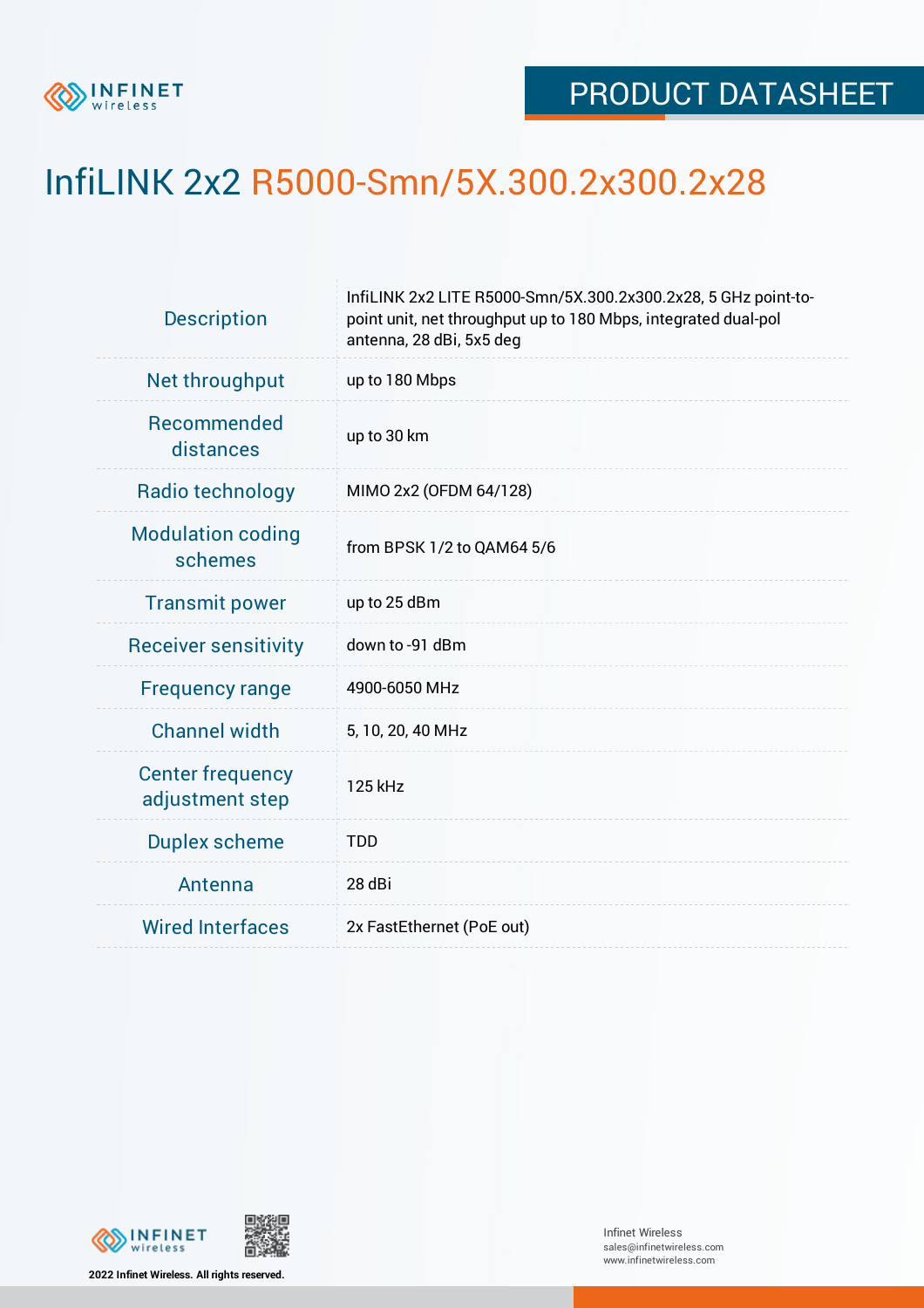PRODUCT DATASHEET

# InfiLINK 2x2 R5000-Smn/5X.300.2x300.2x28

| | |
|---|---|
| Description | InfiLINK 2x2 LITE R5000-Smn/5X.300.2x300.2x28, 5 GHz point-to-point unit, net throughput up to 180 Mbps, integrated dual-pol antenna, 28 dBi, 5x5 deg |
| Net throughput | up to 180 Mbps |
| Recommended distances | up to 30 km |
| Radio technology | MIMO 2x2 (OFDM 64/128) |
| Modulation coding schemes | from BPSK 1/2 to QAM64 5/6 |
| Transmit power | up to 25 dBm |
| Receiver sensitivity | down to -91 dBm |
| Frequency range | 4900-6050 MHz |
| Channel width | 5, 10, 20, 40 MHz |
| Center frequency adjustment step | 125 kHz |
| Duplex scheme | TDD |
| Antenna | 28 dBi |
| Wired Interfaces | 2x FastEthernet (PoE out) |

2022 Infinet Wireless. All rights reserved.

Infinet Wireless
sales@infinetwireless.com
www.infinetwireless.com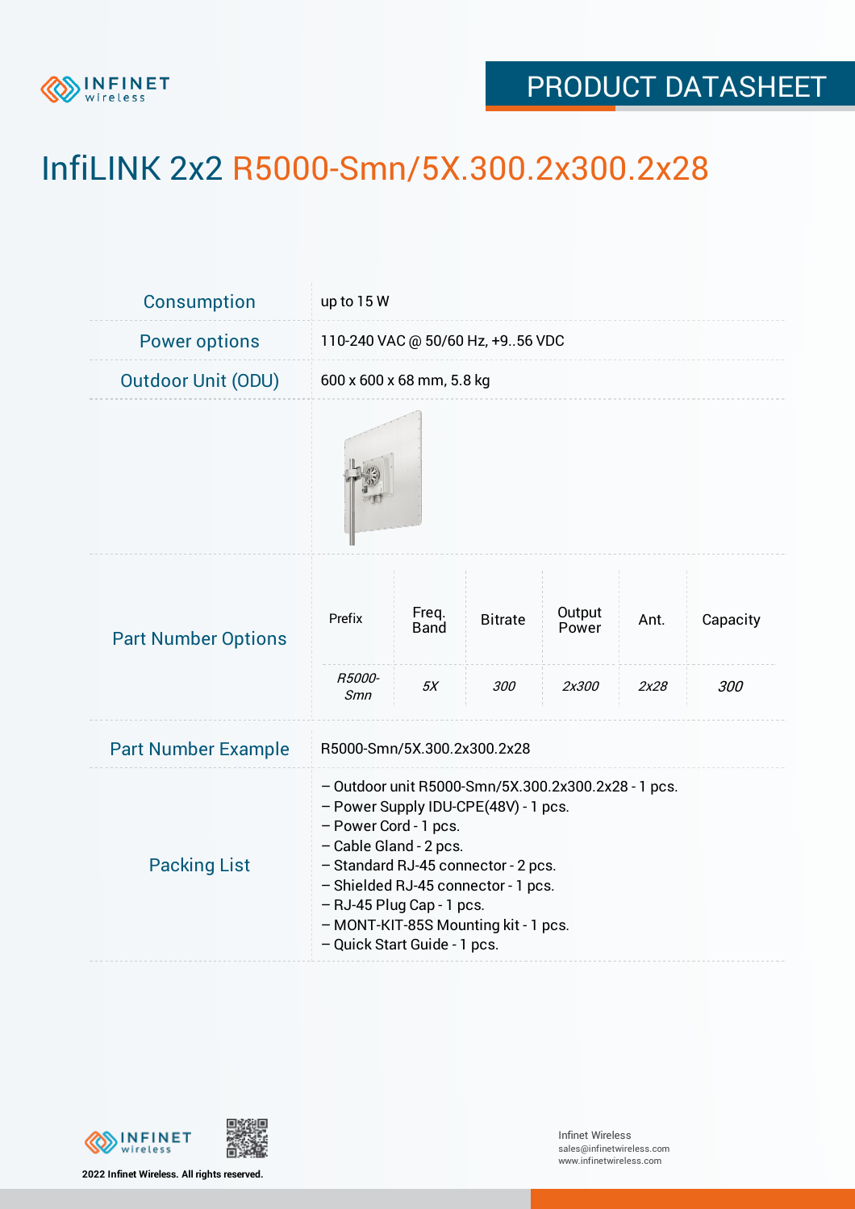# InfiLINK 2x2 R5000-Smn/5X.300.2x300.2x28

| | |
|---|---|
| Consumption | up to 15 W |
| Power options | 110-240 VAC @ 50/60 Hz, +9..56 VDC |
| Outdoor Unit (ODU) | 600 x 600 x 68 mm, 5.8 kg |

**Part Number Options**

| Prefix | Freq. Band | Bitrate | Output Power | Ant. | Capacity |
|---|---|---|---|---|---|
| *R5000-Smn* | *5X* | *300* | *2x300* | *2x28* | *300* |

| | |
|---|---|
| Part Number Example | R5000-Smn/5X.300.2x300.2x28 |

**Packing List**

- Outdoor unit R5000-Smn/5X.300.2x300.2x28 - 1 pcs.
- Power Supply IDU-CPE(48V) - 1 pcs.
- Power Cord - 1 pcs.
- Cable Gland - 2 pcs.
- Standard RJ-45 connector - 2 pcs.
- Shielded RJ-45 connector - 1 pcs.
- RJ-45 Plug Cap - 1 pcs.
- MONT-KIT-85S Mounting kit - 1 pcs.
- Quick Start Guide - 1 pcs.

2022 Infinet Wireless. All rights reserved.

Infinet Wireless
sales@infinetwireless.com
www.infinetwireless.com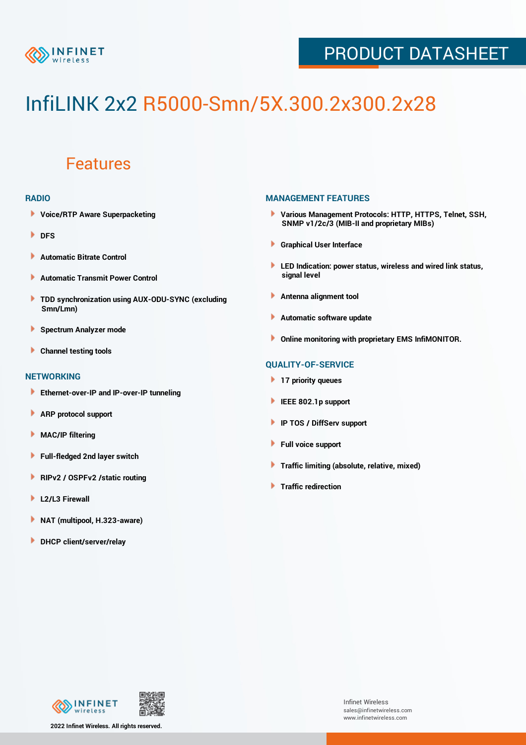# InfiLINK 2x2 R5000-Smn/5X.300.2x300.2x28

## Features

### RADIO

- Voice/RTP Aware Superpacketing
- DFS
- Automatic Bitrate Control
- Automatic Transmit Power Control
- TDD synchronization using AUX-ODU-SYNC (excluding Smn/Lmn)
- Spectrum Analyzer mode
- Channel testing tools

### NETWORKING

- Ethernet-over-IP and IP-over-IP tunneling
- ARP protocol support
- MAC/IP filtering
- Full-fledged 2nd layer switch
- RIPv2 / OSPFv2 /static routing
- L2/L3 Firewall
- NAT (multipool, H.323-aware)
- DHCP client/server/relay

### MANAGEMENT FEATURES

- Various Management Protocols: HTTP, HTTPS, Telnet, SSH, SNMP v1/2c/3 (MIB-II and proprietary MIBs)
- Graphical User Interface
- LED Indication: power status, wireless and wired link status, signal level
- Antenna alignment tool
- Automatic software update
- Online monitoring with proprietary EMS InfiMONITOR.

### QUALITY-OF-SERVICE

- 17 priority queues
- IEEE 802.1p support
- IP TOS / DiffServ support
- Full voice support
- Traffic limiting (absolute, relative, mixed)
- Traffic redirection

2022 Infinet Wireless. All rights reserved.

Infinet Wireless
sales@infinetwireless.com
www.infinetwireless.com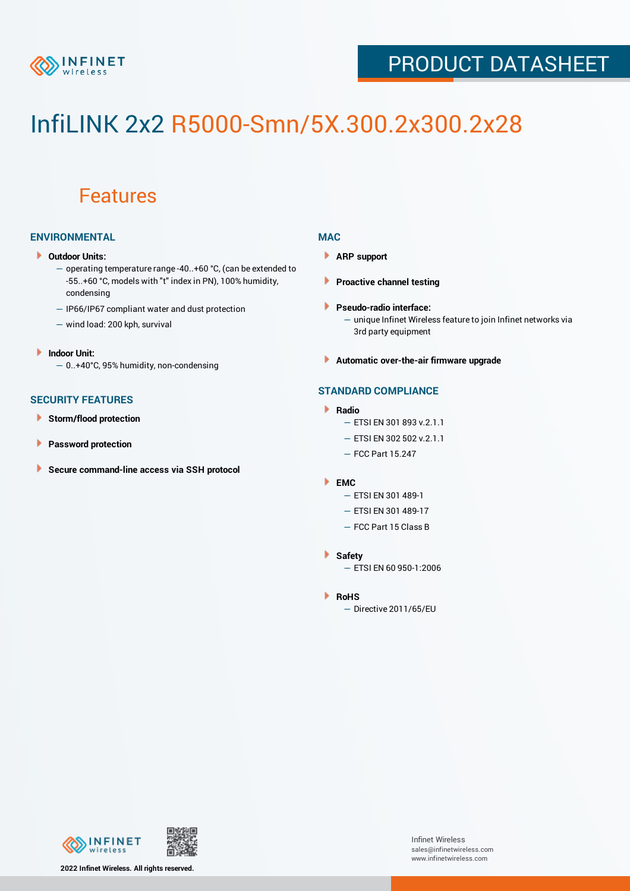# InfiLINK 2x2 R5000-Smn/5X.300.2x300.2x28

## Features

### ENVIRONMENTAL

- **Outdoor Units:**
  - operating temperature range -40..+60 °C, (can be extended to -55..+60 °C, models with "t" index in PN), 100% humidity, condensing
  - IP66/IP67 compliant water and dust protection
  - wind load: 200 kph, survival
- **Indoor Unit:**
  - 0..+40°C, 95% humidity, non-condensing

### SECURITY FEATURES

- **Storm/flood protection**
- **Password protection**
- **Secure command-line access via SSH protocol**

### MAC

- **ARP support**
- **Proactive channel testing**
- **Pseudo-radio interface:**
  - unique Infinet Wireless feature to join Infinet networks via 3rd party equipment
- **Automatic over-the-air firmware upgrade**

### STANDARD COMPLIANCE

- **Radio**
  - ETSI EN 301 893 v.2.1.1
  - ETSI EN 302 502 v.2.1.1
  - FCC Part 15.247
- **EMC**
  - ETSI EN 301 489-1
  - ETSI EN 301 489-17
  - FCC Part 15 Class B
- **Safety**
  - ETSI EN 60 950-1:2006
- **RoHS**
  - Directive 2011/65/EU

2022 Infinet Wireless. All rights reserved.

Infinet Wireless
sales@infinetwireless.com
www.infinetwireless.com